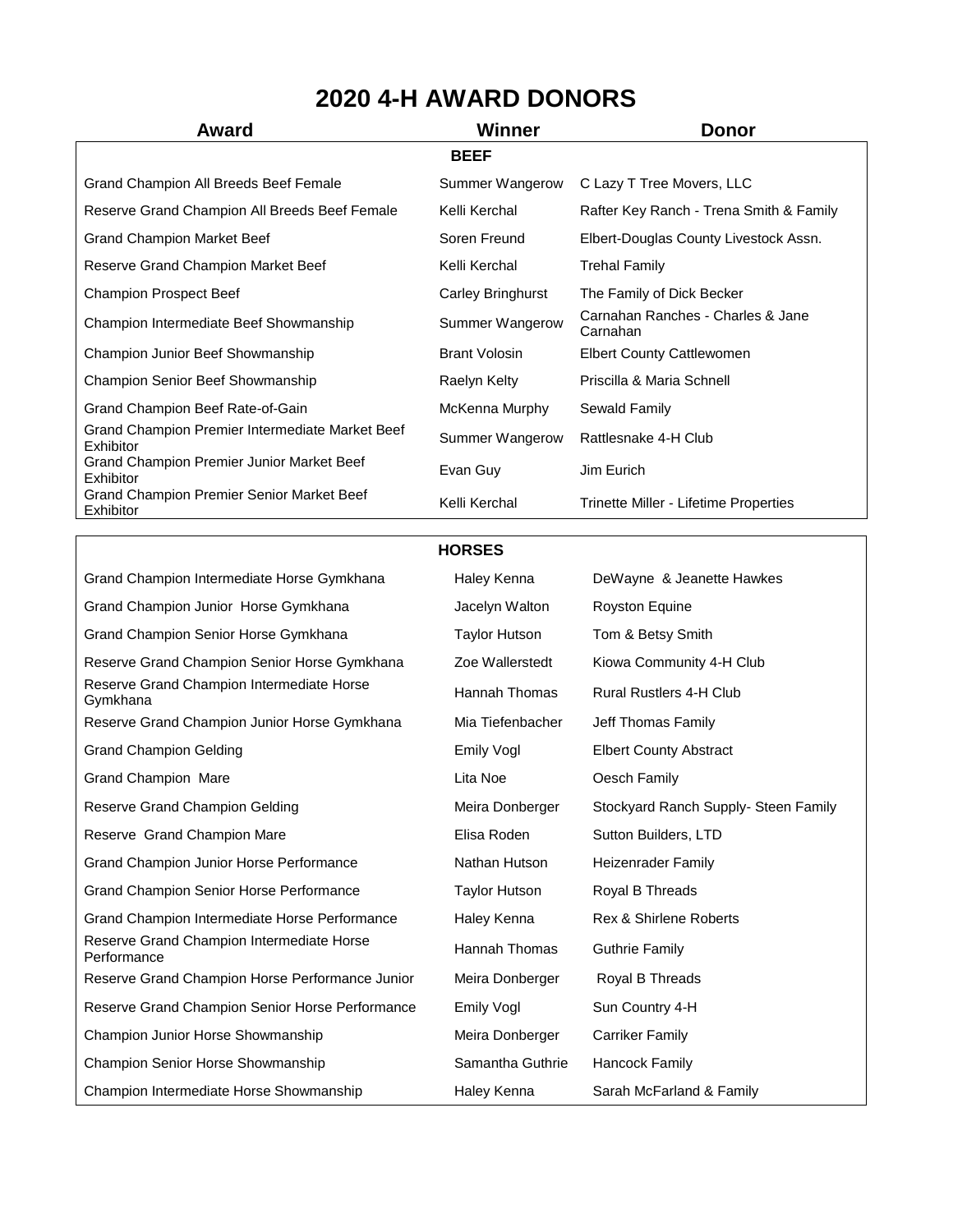# 2020 4-H AWARD DONORS

| Award | Winner | Donor |
|---|---|---|
| **BEEF** | | |
| Grand Champion All Breeds Beef Female | Summer Wangerow | C Lazy T Tree Movers, LLC |
| Reserve Grand Champion All Breeds Beef Female | Kelli Kerchal | Rafter Key Ranch - Trena Smith & Family |
| Grand Champion Market Beef | Soren Freund | Elbert-Douglas County Livestock Assn. |
| Reserve Grand Champion Market Beef | Kelli Kerchal | Trehal Family |
| Champion Prospect Beef | Carley Bringhurst | The Family of Dick Becker |
| Champion Intermediate Beef Showmanship | Summer Wangerow | Carnahan Ranches - Charles & Jane Carnahan |
| Champion Junior Beef Showmanship | Brant Volosin | Elbert County Cattlewomen |
| Champion Senior Beef Showmanship | Raelyn Kelty | Priscilla & Maria Schnell |
| Grand Champion Beef Rate-of-Gain | McKenna Murphy | Sewald Family |
| Grand Champion Premier Intermediate Market Beef Exhibitor | Summer Wangerow | Rattlesnake 4-H Club |
| Grand Champion Premier Junior Market Beef Exhibitor | Evan Guy | Jim Eurich |
| Grand Champion Premier Senior Market Beef Exhibitor | Kelli Kerchal | Trinette Miller - Lifetime Properties |

| Award | Winner | Donor |
|---|---|---|
| **HORSES** | | |
| Grand Champion Intermediate Horse Gymkhana | Haley Kenna | DeWayne & Jeanette Hawkes |
| Grand Champion Junior Horse Gymkhana | Jacelyn Walton | Royston Equine |
| Grand Champion Senior Horse Gymkhana | Taylor Hutson | Tom & Betsy Smith |
| Reserve Grand Champion Senior Horse Gymkhana | Zoe Wallerstedt | Kiowa Community 4-H Club |
| Reserve Grand Champion Intermediate Horse Gymkhana | Hannah Thomas | Rural Rustlers 4-H Club |
| Reserve Grand Champion Junior Horse Gymkhana | Mia Tiefenbacher | Jeff Thomas Family |
| Grand Champion Gelding | Emily Vogl | Elbert County Abstract |
| Grand Champion Mare | Lita Noe | Oesch Family |
| Reserve Grand Champion Gelding | Meira Donberger | Stockyard Ranch Supply- Steen Family |
| Reserve Grand Champion Mare | Elisa Roden | Sutton Builders, LTD |
| Grand Champion Junior Horse Performance | Nathan Hutson | Heizenrader Family |
| Grand Champion Senior Horse Performance | Taylor Hutson | Royal B Threads |
| Grand Champion Intermediate Horse Performance | Haley Kenna | Rex & Shirlene Roberts |
| Reserve Grand Champion Intermediate Horse Performance | Hannah Thomas | Guthrie Family |
| Reserve Grand Champion Horse Performance Junior | Meira Donberger | Royal B Threads |
| Reserve Grand Champion Senior Horse Performance | Emily Vogl | Sun Country 4-H |
| Champion Junior Horse Showmanship | Meira Donberger | Carriker Family |
| Champion Senior Horse Showmanship | Samantha Guthrie | Hancock Family |
| Champion Intermediate Horse Showmanship | Haley Kenna | Sarah McFarland & Family |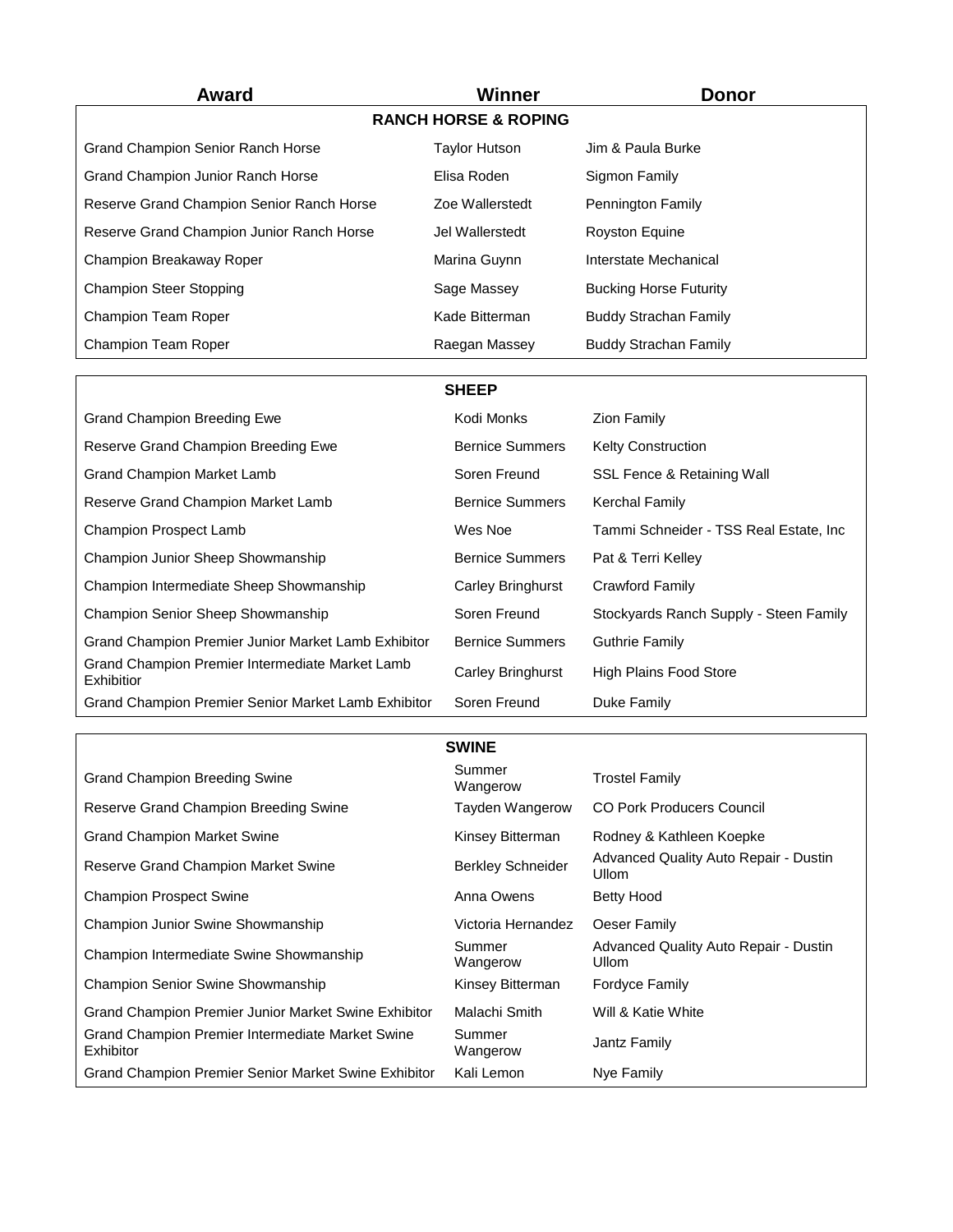| Award | Winner | Donor |
|---|---|---|
| **RANCH HORSE & ROPING** | | |
| Grand Champion Senior Ranch Horse | Taylor Hutson | Jim & Paula Burke |
| Grand Champion Junior Ranch Horse | Elisa Roden | Sigmon Family |
| Reserve Grand Champion Senior Ranch Horse | Zoe Wallerstedt | Pennington Family |
| Reserve Grand Champion Junior Ranch Horse | Jel Wallerstedt | Royston Equine |
| Champion Breakaway Roper | Marina Guynn | Interstate Mechanical |
| Champion Steer Stopping | Sage Massey | Bucking Horse Futurity |
| Champion Team Roper | Kade Bitterman | Buddy Strachan Family |
| Champion Team Roper | Raegan Massey | Buddy Strachan Family |

| Award | Winner | Donor |
|---|---|---|
| **SHEEP** | | |
| Grand Champion Breeding Ewe | Kodi Monks | Zion Family |
| Reserve Grand Champion Breeding Ewe | Bernice Summers | Kelty Construction |
| Grand Champion Market Lamb | Soren Freund | SSL Fence & Retaining Wall |
| Reserve Grand Champion Market Lamb | Bernice Summers | Kerchal Family |
| Champion Prospect Lamb | Wes Noe | Tammi Schneider - TSS Real Estate, Inc |
| Champion Junior Sheep Showmanship | Bernice Summers | Pat & Terri Kelley |
| Champion Intermediate Sheep Showmanship | Carley Bringhurst | Crawford Family |
| Champion Senior Sheep Showmanship | Soren Freund | Stockyards Ranch Supply - Steen Family |
| Grand Champion Premier Junior Market Lamb Exhibitor | Bernice Summers | Guthrie Family |
| Grand Champion Premier Intermediate Market Lamb Exhibitor | Carley Bringhurst | High Plains Food Store |
| Grand Champion Premier Senior Market Lamb Exhibitor | Soren Freund | Duke Family |

| Award | Winner | Donor |
|---|---|---|
| **SWINE** | | |
| Grand Champion Breeding Swine | Summer Wangerow | Trostel Family |
| Reserve Grand Champion Breeding Swine | Tayden Wangerow | CO Pork Producers Council |
| Grand Champion Market Swine | Kinsey Bitterman | Rodney & Kathleen Koepke |
| Reserve Grand Champion Market Swine | Berkley Schneider | Advanced Quality Auto Repair - Dustin Ullom |
| Champion Prospect Swine | Anna Owens | Betty Hood |
| Champion Junior Swine Showmanship | Victoria Hernandez | Oeser Family |
| Champion Intermediate Swine Showmanship | Summer Wangerow | Advanced Quality Auto Repair - Dustin Ullom |
| Champion Senior Swine Showmanship | Kinsey Bitterman | Fordyce Family |
| Grand Champion Premier Junior Market Swine Exhibitor | Malachi Smith | Will & Katie White |
| Grand Champion Premier Intermediate Market Swine Exhibitor | Summer Wangerow | Jantz Family |
| Grand Champion Premier Senior Market Swine Exhibitor | Kali Lemon | Nye Family |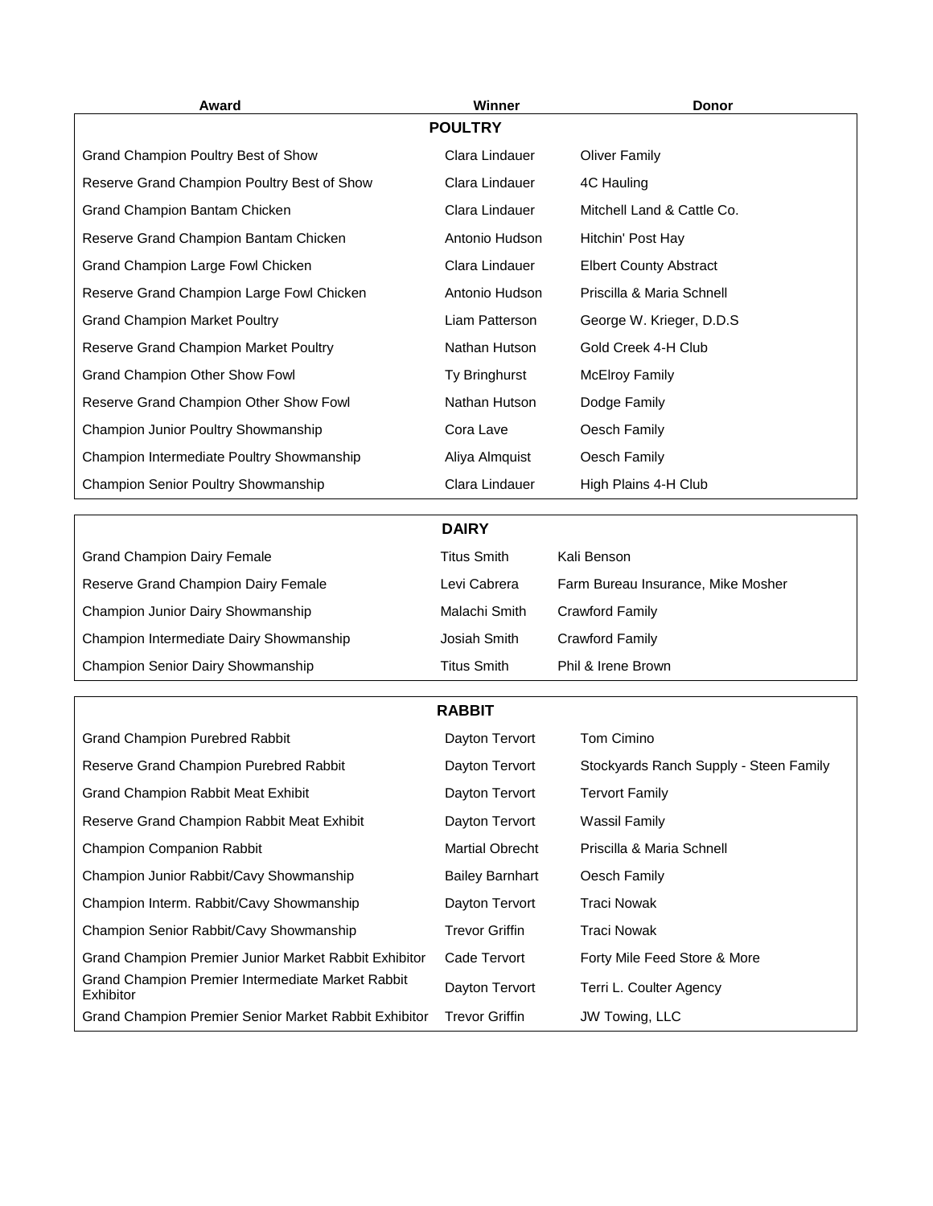| Award | Winner | Donor |
|---|---|---|
| **POULTRY** | | |
| Grand Champion Poultry Best of Show | Clara Lindauer | Oliver Family |
| Reserve Grand Champion Poultry Best of Show | Clara Lindauer | 4C Hauling |
| Grand Champion Bantam Chicken | Clara Lindauer | Mitchell Land & Cattle Co. |
| Reserve Grand Champion Bantam Chicken | Antonio Hudson | Hitchin' Post Hay |
| Grand Champion Large Fowl Chicken | Clara Lindauer | Elbert County Abstract |
| Reserve Grand Champion Large Fowl Chicken | Antonio Hudson | Priscilla & Maria Schnell |
| Grand Champion Market Poultry | Liam Patterson | George W. Krieger, D.D.S |
| Reserve Grand Champion Market Poultry | Nathan Hutson | Gold Creek 4-H Club |
| Grand Champion Other Show Fowl | Ty Bringhurst | McElroy Family |
| Reserve Grand Champion Other Show Fowl | Nathan Hutson | Dodge Family |
| Champion Junior Poultry Showmanship | Cora Lave | Oesch Family |
| Champion Intermediate Poultry Showmanship | Aliya Almquist | Oesch Family |
| Champion Senior Poultry Showmanship | Clara Lindauer | High Plains 4-H Club |
| **DAIRY** | | |
| Grand Champion Dairy Female | Titus Smith | Kali Benson |
| Reserve Grand Champion Dairy Female | Levi Cabrera | Farm Bureau Insurance, Mike Mosher |
| Champion Junior Dairy Showmanship | Malachi Smith | Crawford Family |
| Champion Intermediate Dairy Showmanship | Josiah Smith | Crawford Family |
| Champion Senior Dairy Showmanship | Titus Smith | Phil & Irene Brown |
| **RABBIT** | | |
| Grand Champion Purebred Rabbit | Dayton Tervort | Tom Cimino |
| Reserve Grand Champion Purebred Rabbit | Dayton Tervort | Stockyards Ranch Supply - Steen Family |
| Grand Champion Rabbit Meat Exhibit | Dayton Tervort | Tervort Family |
| Reserve Grand Champion Rabbit Meat Exhibit | Dayton Tervort | Wassil Family |
| Champion Companion Rabbit | Martial Obrecht | Priscilla & Maria Schnell |
| Champion Junior Rabbit/Cavy Showmanship | Bailey Barnhart | Oesch Family |
| Champion Interm. Rabbit/Cavy Showmanship | Dayton Tervort | Traci Nowak |
| Champion Senior Rabbit/Cavy Showmanship | Trevor Griffin | Traci Nowak |
| Grand Champion Premier Junior Market Rabbit Exhibitor | Cade Tervort | Forty Mile Feed Store & More |
| Grand Champion Premier Intermediate Market Rabbit Exhibitor | Dayton Tervort | Terri L. Coulter Agency |
| Grand Champion Premier Senior Market Rabbit Exhibitor | Trevor Griffin | JW Towing, LLC |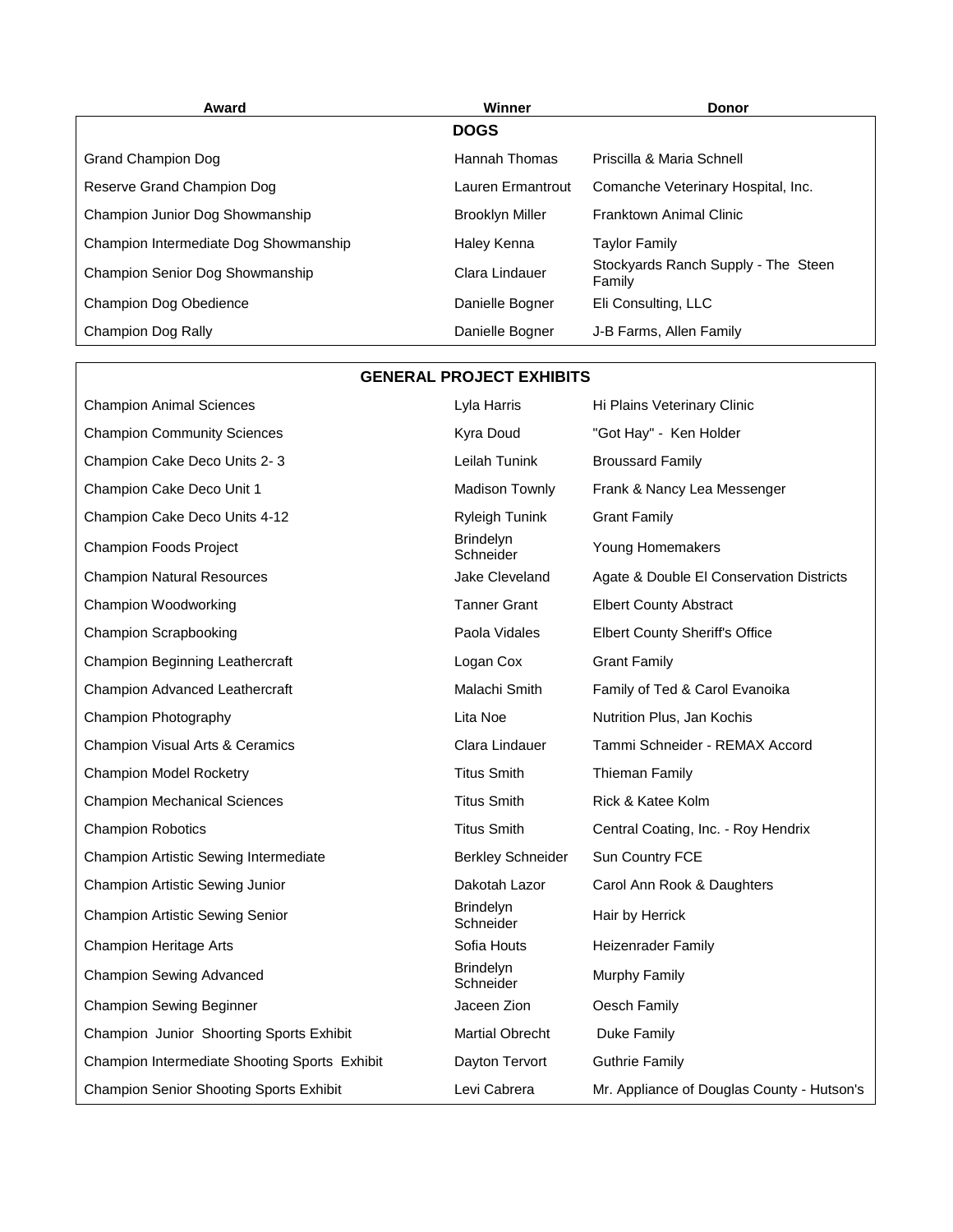| Award | Winner | Donor |
|---|---|---|
| **DOGS** | | |
| Grand Champion Dog | Hannah Thomas | Priscilla & Maria Schnell |
| Reserve Grand Champion Dog | Lauren Ermantrout | Comanche Veterinary Hospital, Inc. |
| Champion Junior Dog Showmanship | Brooklyn Miller | Franktown Animal Clinic |
| Champion Intermediate Dog Showmanship | Haley Kenna | Taylor Family |
| Champion Senior Dog Showmanship | Clara Lindauer | Stockyards Ranch Supply - The Steen Family |
| Champion Dog Obedience | Danielle Bogner | Eli Consulting, LLC |
| Champion Dog Rally | Danielle Bogner | J-B Farms, Allen Family |

| **GENERAL PROJECT EXHIBITS** | | |
|---|---|---|
| Champion Animal Sciences | Lyla Harris | Hi Plains Veterinary Clinic |
| Champion Community Sciences | Kyra Doud | "Got Hay" - Ken Holder |
| Champion Cake Deco Units 2- 3 | Leilah Tunink | Broussard Family |
| Champion Cake Deco Unit 1 | Madison Townly | Frank & Nancy Lea Messenger |
| Champion Cake Deco Units 4-12 | Ryleigh Tunink | Grant Family |
| Champion Foods Project | Brindelyn Schneider | Young Homemakers |
| Champion Natural Resources | Jake Cleveland | Agate & Double El Conservation Districts |
| Champion Woodworking | Tanner Grant | Elbert County Abstract |
| Champion Scrapbooking | Paola Vidales | Elbert County Sheriff's Office |
| Champion Beginning Leathercraft | Logan Cox | Grant Family |
| Champion Advanced Leathercraft | Malachi Smith | Family of Ted & Carol Evanoika |
| Champion Photography | Lita Noe | Nutrition Plus, Jan Kochis |
| Champion Visual Arts & Ceramics | Clara Lindauer | Tammi Schneider - REMAX Accord |
| Champion Model Rocketry | Titus Smith | Thieman Family |
| Champion Mechanical Sciences | Titus Smith | Rick & Katee Kolm |
| Champion Robotics | Titus Smith | Central Coating, Inc. - Roy Hendrix |
| Champion Artistic Sewing Intermediate | Berkley Schneider | Sun Country FCE |
| Champion Artistic Sewing Junior | Dakotah Lazor | Carol Ann Rook & Daughters |
| Champion Artistic Sewing Senior | Brindelyn Schneider | Hair by Herrick |
| Champion Heritage Arts | Sofia Houts | Heizenrader Family |
| Champion Sewing Advanced | Brindelyn Schneider | Murphy Family |
| Champion Sewing Beginner | Jaceen Zion | Oesch Family |
| Champion Junior Shoorting Sports Exhibit | Martial Obrecht | Duke Family |
| Champion Intermediate Shooting Sports Exhibit | Dayton Tervort | Guthrie Family |
| Champion Senior Shooting Sports Exhibit | Levi Cabrera | Mr. Appliance of Douglas County - Hutson's |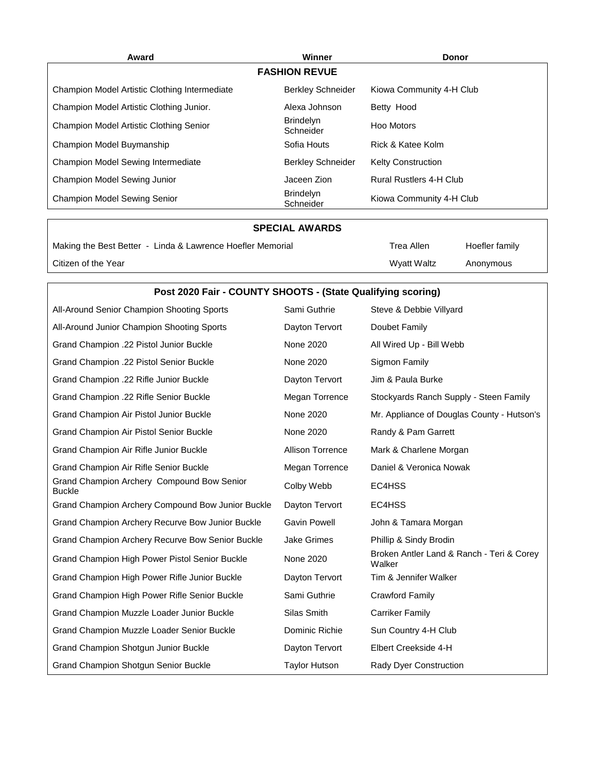| Award | Winner | Donor |
|---|---|---|
| **FASHION REVUE** | | |
| Champion Model Artistic Clothing Intermediate | Berkley Schneider | Kiowa Community 4-H Club |
| Champion Model Artistic Clothing Junior. | Alexa Johnson | Betty Hood |
| Champion Model Artistic Clothing Senior | Brindelyn Schneider | Hoo Motors |
| Champion Model Buymanship | Sofia Houts | Rick & Katee Kolm |
| Champion Model Sewing Intermediate | Berkley Schneider | Kelty Construction |
| Champion Model Sewing Junior | Jaceen Zion | Rural Rustlers 4-H Club |
| Champion Model Sewing Senior | Brindelyn Schneider | Kiowa Community 4-H Club |

| | | |
|---|---|---|
| **SPECIAL AWARDS** | | |
| Making the Best Better - Linda & Lawrence Hoefler Memorial | Trea Allen | Hoefler family |
| Citizen of the Year | Wyatt Waltz | Anonymous |

| | | |
|---|---|---|
| **Post 2020 Fair - COUNTY SHOOTS - (State Qualifying scoring)** | | |
| All-Around Senior Champion Shooting Sports | Sami Guthrie | Steve & Debbie Villyard |
| All-Around Junior Champion Shooting Sports | Dayton Tervort | Doubet Family |
| Grand Champion .22 Pistol Junior Buckle | None 2020 | All Wired Up - Bill Webb |
| Grand Champion .22 Pistol Senior Buckle | None 2020 | Sigmon Family |
| Grand Champion .22 Rifle Junior Buckle | Dayton Tervort | Jim & Paula Burke |
| Grand Champion .22 Rifle Senior Buckle | Megan Torrence | Stockyards Ranch Supply - Steen Family |
| Grand Champion Air Pistol Junior Buckle | None 2020 | Mr. Appliance of Douglas County - Hutson's |
| Grand Champion Air Pistol Senior Buckle | None 2020 | Randy & Pam Garrett |
| Grand Champion Air Rifle Junior Buckle | Allison Torrence | Mark & Charlene Morgan |
| Grand Champion Air Rifle Senior Buckle | Megan Torrence | Daniel & Veronica Nowak |
| Grand Champion Archery Compound Bow Senior Buckle | Colby Webb | EC4HSS |
| Grand Champion Archery Compound Bow Junior Buckle | Dayton Tervort | EC4HSS |
| Grand Champion Archery Recurve Bow Junior Buckle | Gavin Powell | John & Tamara Morgan |
| Grand Champion Archery Recurve Bow Senior Buckle | Jake Grimes | Phillip & Sindy Brodin |
| Grand Champion High Power Pistol Senior Buckle | None 2020 | Broken Antler Land & Ranch - Teri & Corey Walker |
| Grand Champion High Power Rifle Junior Buckle | Dayton Tervort | Tim & Jennifer Walker |
| Grand Champion High Power Rifle Senior Buckle | Sami Guthrie | Crawford Family |
| Grand Champion Muzzle Loader Junior Buckle | Silas Smith | Carriker Family |
| Grand Champion Muzzle Loader Senior Buckle | Dominic Richie | Sun Country 4-H Club |
| Grand Champion Shotgun Junior Buckle | Dayton Tervort | Elbert Creekside 4-H |
| Grand Champion Shotgun Senior Buckle | Taylor Hutson | Rady Dyer Construction |